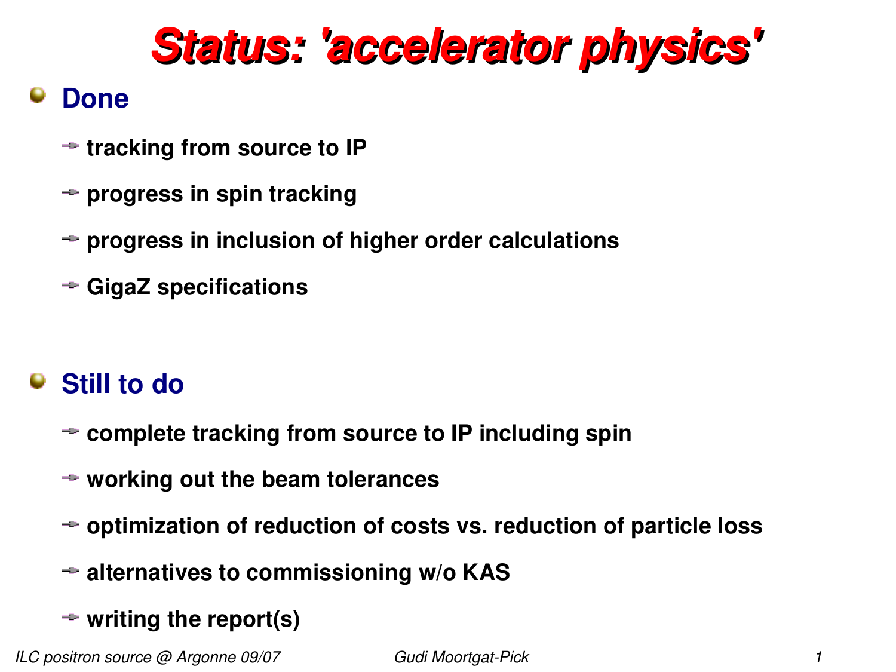# Status: 'accelerator physics'

## Done

- tracking from source to IP
- progress in spin tracking
- progress in inclusion of higher order calculations
- GigaZ specifications

## Still to do

- complete tracking from source to IP including spin
- working out the beam tolerances
- optimization of reduction of costs vs. reduction of particle loss
- alternatives to commissioning w/o KAS
- writing the report(s)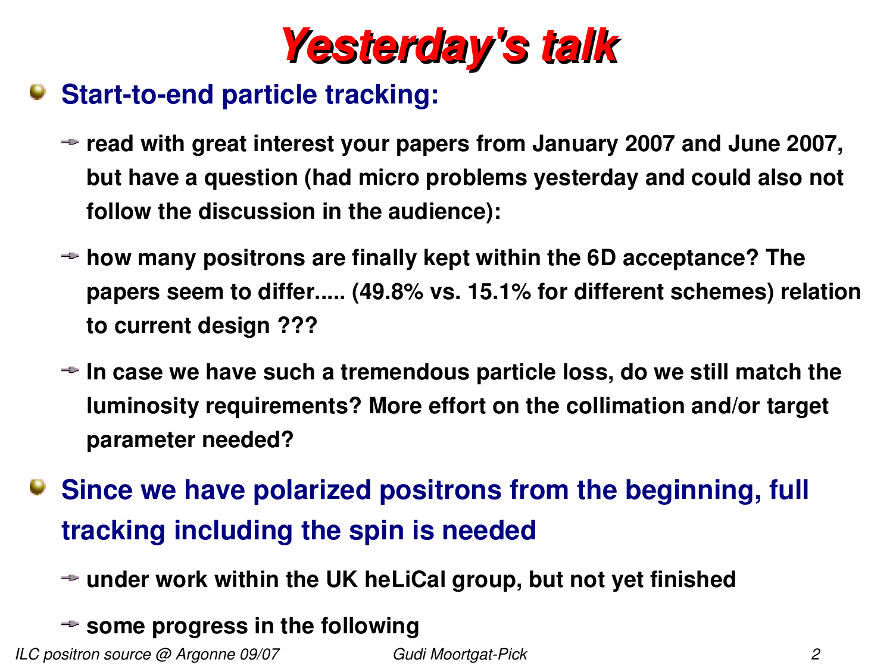# Yesterday's talk

- **Start-to-end particle tracking:**
  - **read with great interest your papers from January 2007 and June 2007, but have a question (had micro problems yesterday and could also not follow the discussion in the audience):**
  - **how many positrons are finally kept within the 6D acceptance? The papers seem to differ..... (49.8% vs. 15.1% for different schemes) relation to current design ???**
  - **In case we have such a tremendous particle loss, do we still match the luminosity requirements? More effort on the collimation and/or target parameter needed?**
- **Since we have polarized positrons from the beginning, full tracking including the spin is needed**
  - **under work within the UK heLiCal group, but not yet finished**
  - **some progress in the following**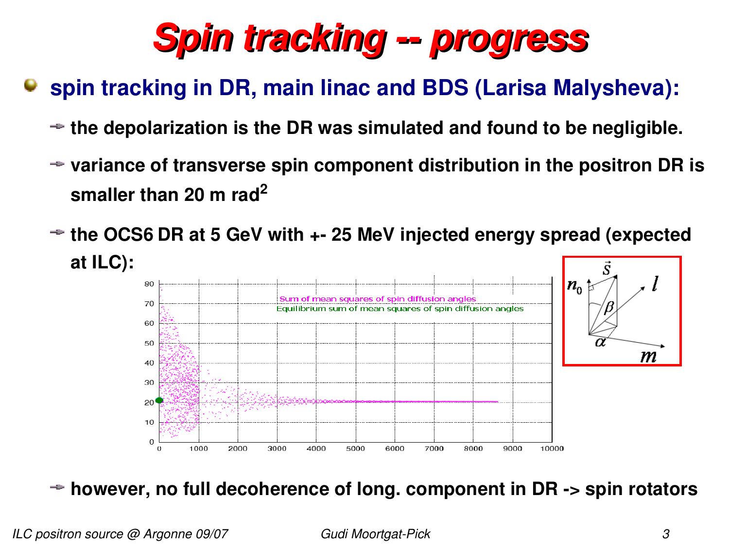# Spin tracking -- progress

- **spin tracking in DR, main linac and BDS (Larisa Malysheva):**
  - **the depolarization is the DR was simulated and found to be negligible.**
  - **variance of transverse spin component distribution in the positron DR is smaller than 20 m rad$^2$**
  - **the OCS6 DR at 5 GeV with +- 25 MeV injected energy spread (expected at ILC):**
  - **however, no full decoherence of long. component in DR -> spin rotators**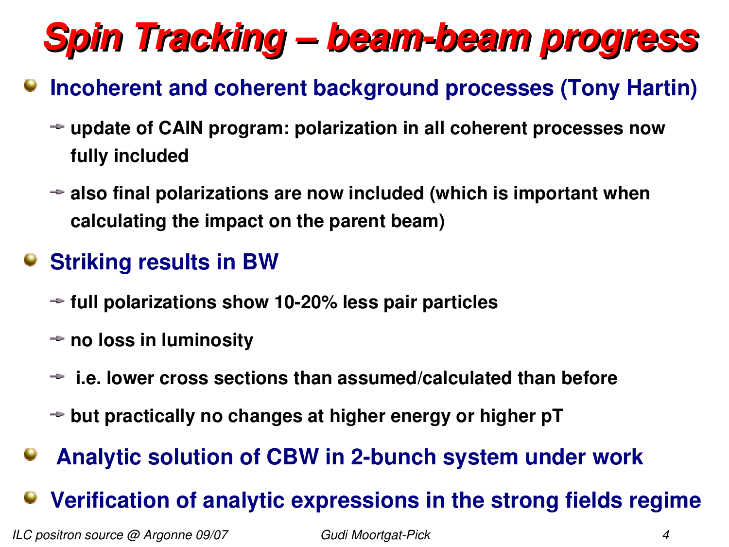# Spin Tracking – beam-beam progress

- **Incoherent and coherent background processes (Tony Hartin)**
  - **update of CAIN program: polarization in all coherent processes now fully included**
  - **also final polarizations are now included (which is important when calculating the impact on the parent beam)**
- **Striking results in BW**
  - **full polarizations show 10-20% less pair particles**
  - **no loss in luminosity**
  - **i.e. lower cross sections than assumed/calculated than before**
  - **but practically no changes at higher energy or higher pT**
- **Analytic solution of CBW in 2-bunch system under work**
- **Verification of analytic expressions in the strong fields regime**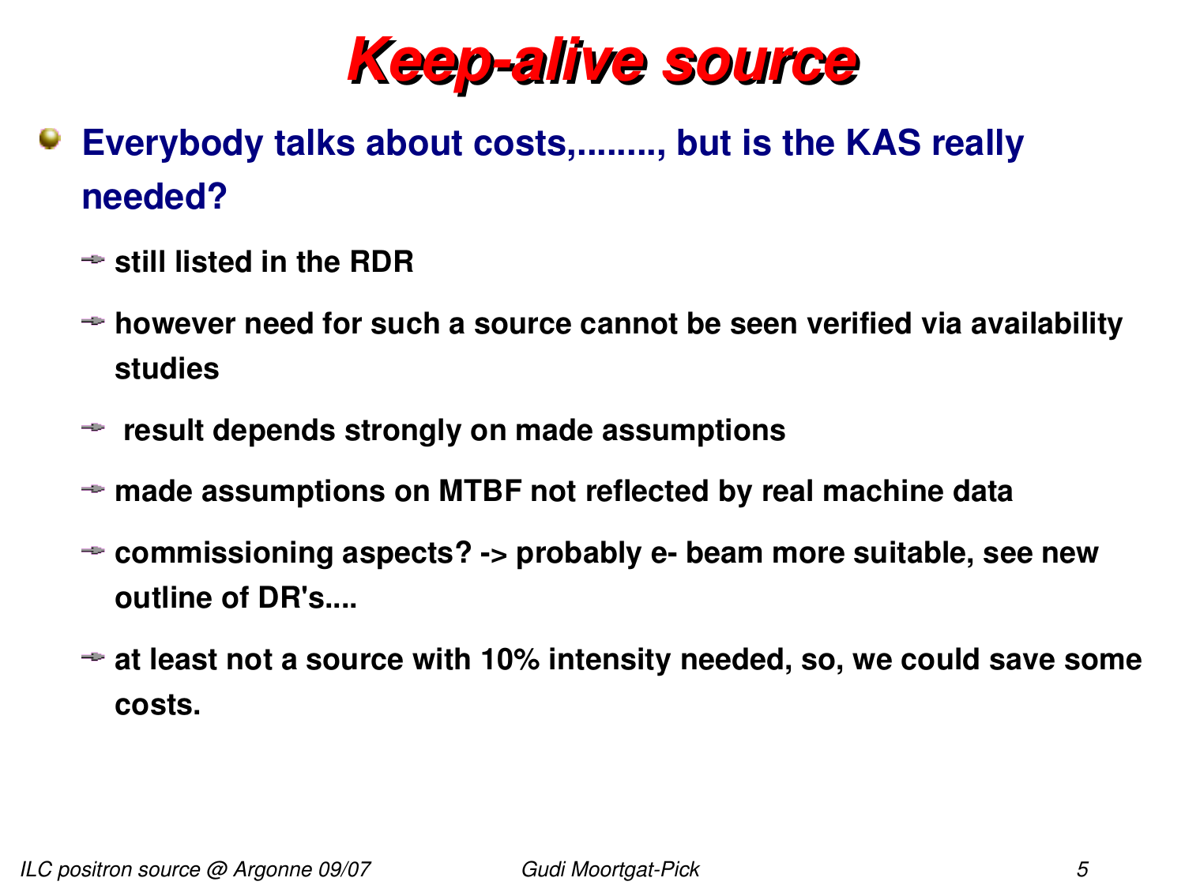# Keep-alive source

- **Everybody talks about costs,........, but is the KAS really needed?**
  - **still listed in the RDR**
  - **however need for such a source cannot be seen verified via availability studies**
  - **result depends strongly on made assumptions**
  - **made assumptions on MTBF not reflected by real machine data**
  - **commissioning aspects? -> probably e- beam more suitable, see new outline of DR's....**
  - **at least not a source with 10% intensity needed, so, we could save some costs.**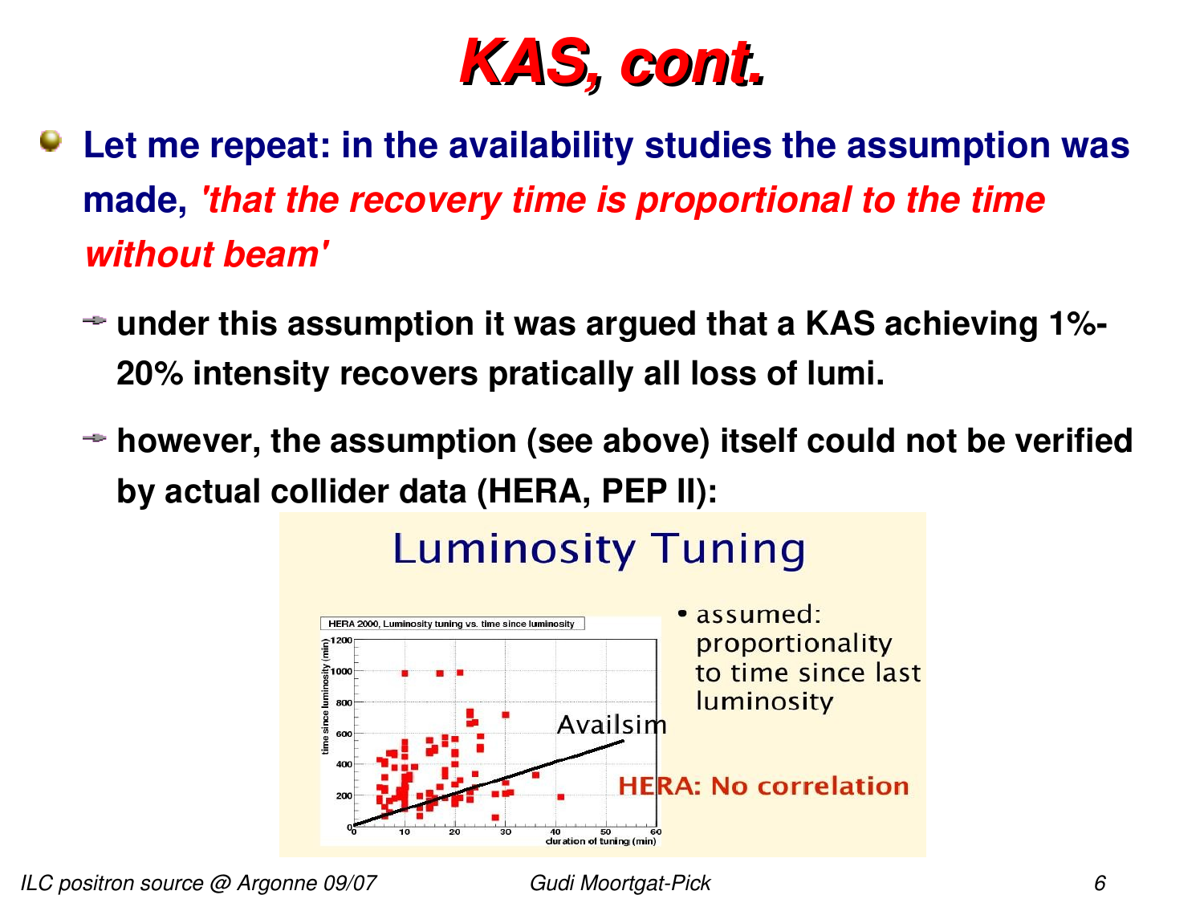# KAS, cont.

- **Let me repeat: in the availability studies the assumption was made, *'that the recovery time is proportional to the time without beam'***
  - **under this assumption it was argued that a KAS achieving 1%-20% intensity recovers pratically all loss of lumi.**
  - **however, the assumption (see above) itself could not be verified by actual collider data (HERA, PEP II):**

## Luminosity Tuning

- assumed: proportionality to time since last luminosity

HERA: No correlation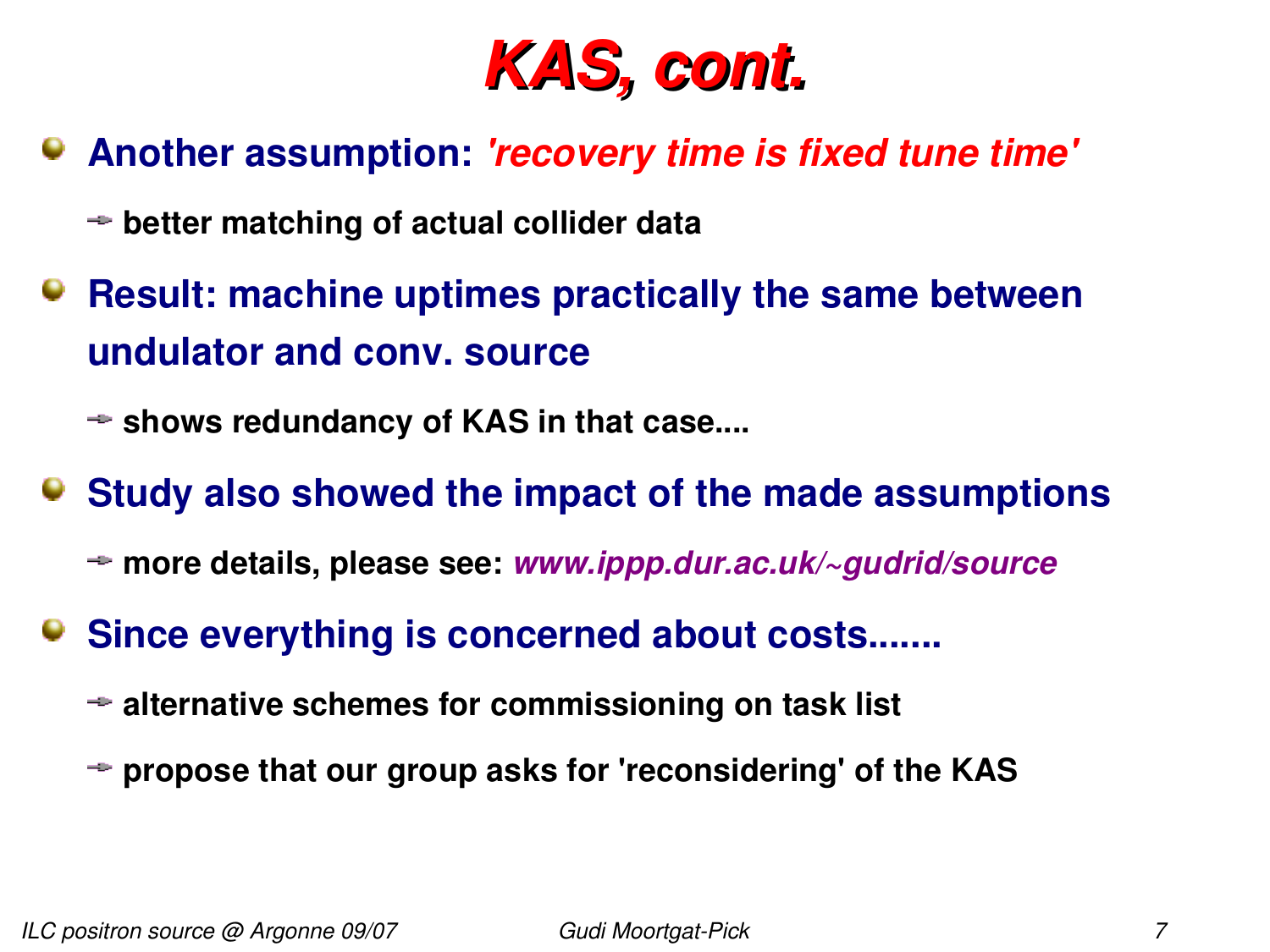# KAS, cont.

- **Another assumption:** ***'recovery time is fixed tune time'***
  - **better matching of actual collider data**
- **Result: machine uptimes practically the same between undulator and conv. source**
  - **shows redundancy of KAS in that case....**
- **Study also showed the impact of the made assumptions**
  - **more details, please see:** ***www.ippp.dur.ac.uk/~gudrid/source***
- **Since everything is concerned about costs.......**
  - **alternative schemes for commissioning on task list**
  - **propose that our group asks for 'reconsidering' of the KAS**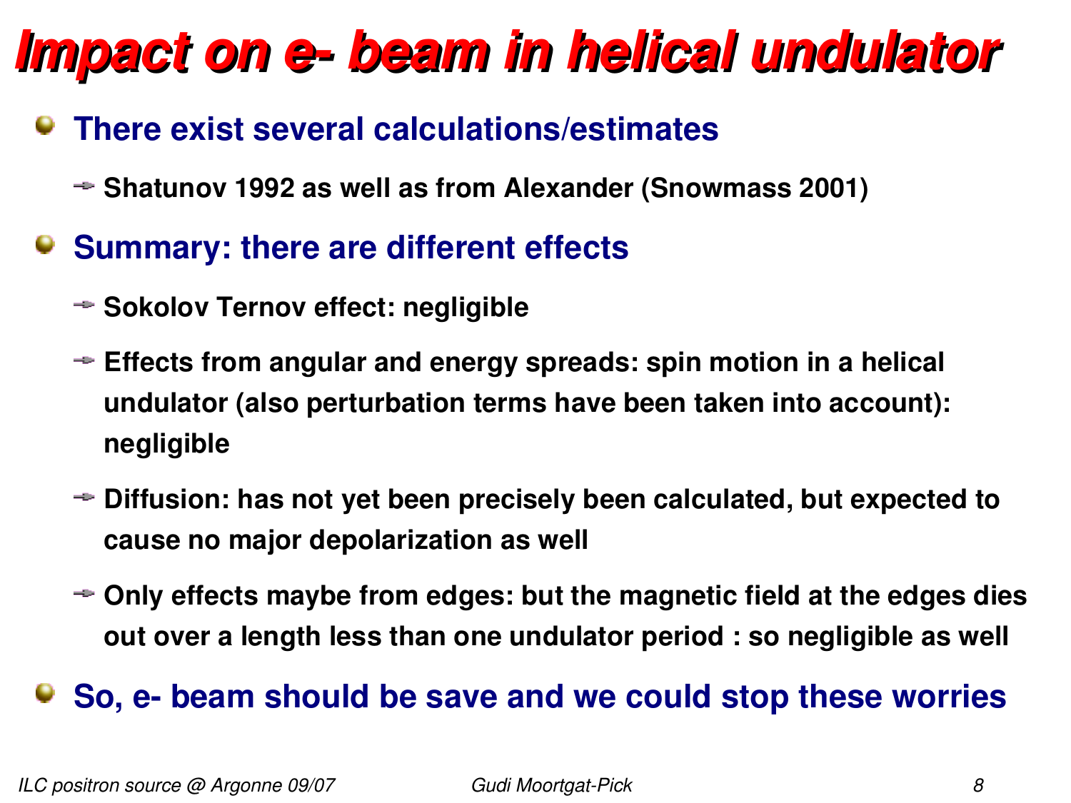# Impact on e- beam in helical undulator

- **There exist several calculations/estimates**
  - **Shatunov 1992 as well as from Alexander (Snowmass 2001)**
- **Summary: there are different effects**
  - **Sokolov Ternov effect: negligible**
  - **Effects from angular and energy spreads: spin motion in a helical undulator (also perturbation terms have been taken into account): negligible**
  - **Diffusion: has not yet been precisely been calculated, but expected to cause no major depolarization as well**
  - **Only effects maybe from edges: but the magnetic field at the edges dies out over a length less than one undulator period : so negligible as well**
- **So, e- beam should be save and we could stop these worries**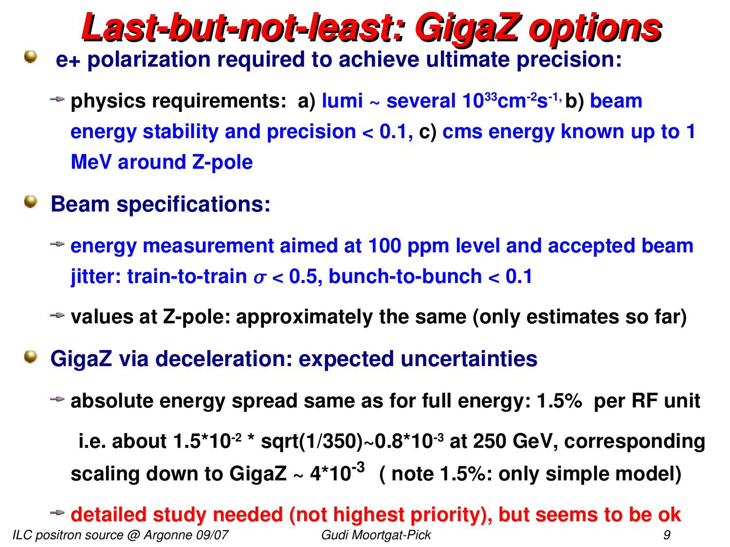# Last-but-not-least: GigaZ options

- **e+ polarization required to achieve ultimate precision:**
  - **physics requirements: a) lumi ~ several $10^{33}cm^{-2}s^{-1}$, b) beam energy stability and precision < 0.1, c) cms energy known up to 1 MeV around Z-pole**
- **Beam specifications:**
  - **energy measurement aimed at 100 ppm level and accepted beam jitter: train-to-train $\sigma$ < 0.5, bunch-to-bunch < 0.1**
  - **values at Z-pole: approximately the same (only estimates so far)**
- **GigaZ via deceleration: expected uncertainties**
  - **absolute energy spread same as for full energy: 1.5% per RF unit**

    **i.e. about $1.5*10^{-2}$ * sqrt(1/350)~$0.8*10^{-3}$ at 250 GeV, corresponding scaling down to GigaZ ~ $4*10^{-3}$ ( note 1.5%: only simple model)**
  - **detailed study needed (not highest priority), but seems to be ok**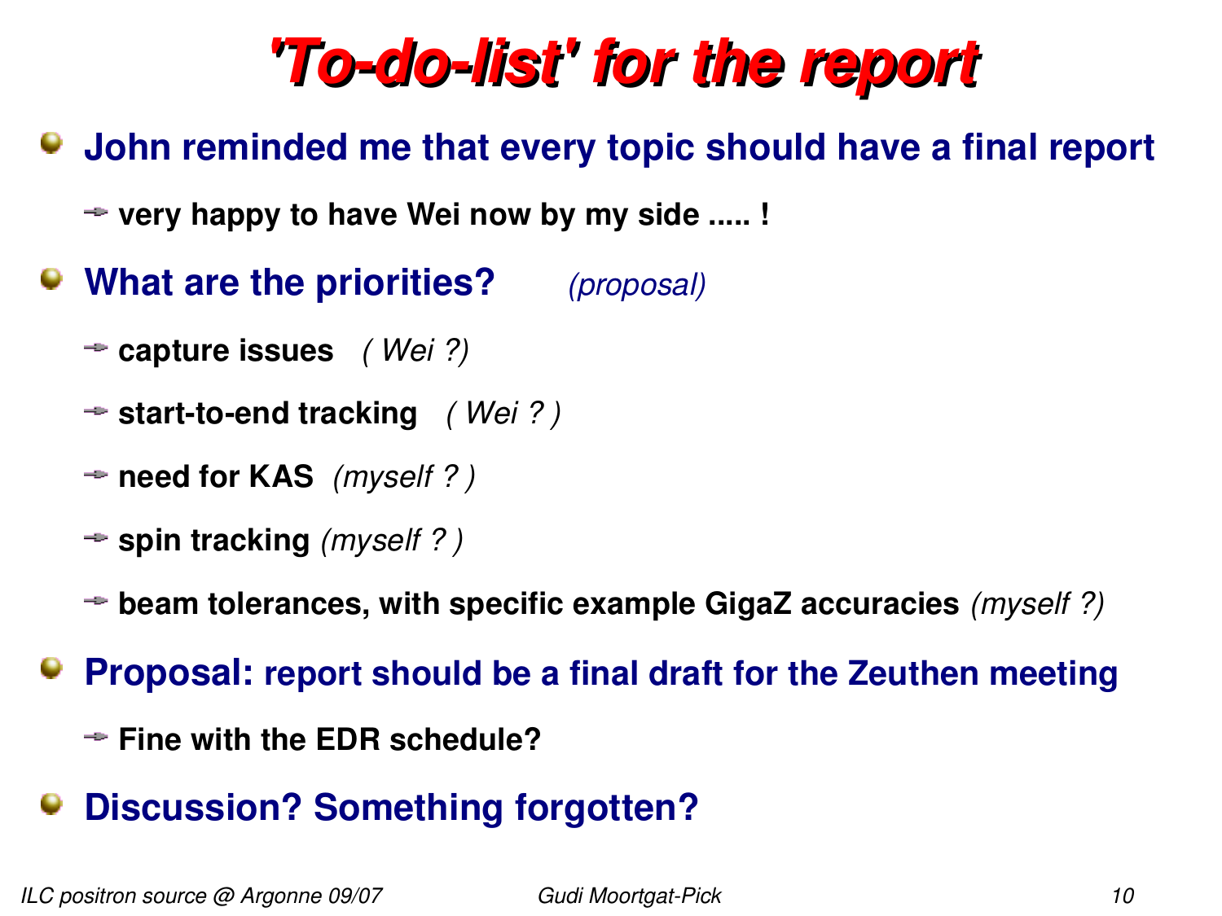# 'To-do-list' for the report

- **John reminded me that every topic should have a final report**
  - **very happy to have Wei now by my side ..... !**
- **What are the priorities?** *(proposal)*
  - **capture issues** *( Wei ?)*
  - **start-to-end tracking** *( Wei ? )*
  - **need for KAS** *(myself ? )*
  - **spin tracking** *(myself ? )*
  - **beam tolerances, with specific example GigaZ accuracies** *(myself ?)*
- **Proposal: report should be a final draft for the Zeuthen meeting**
  - **Fine with the EDR schedule?**
- **Discussion? Something forgotten?**